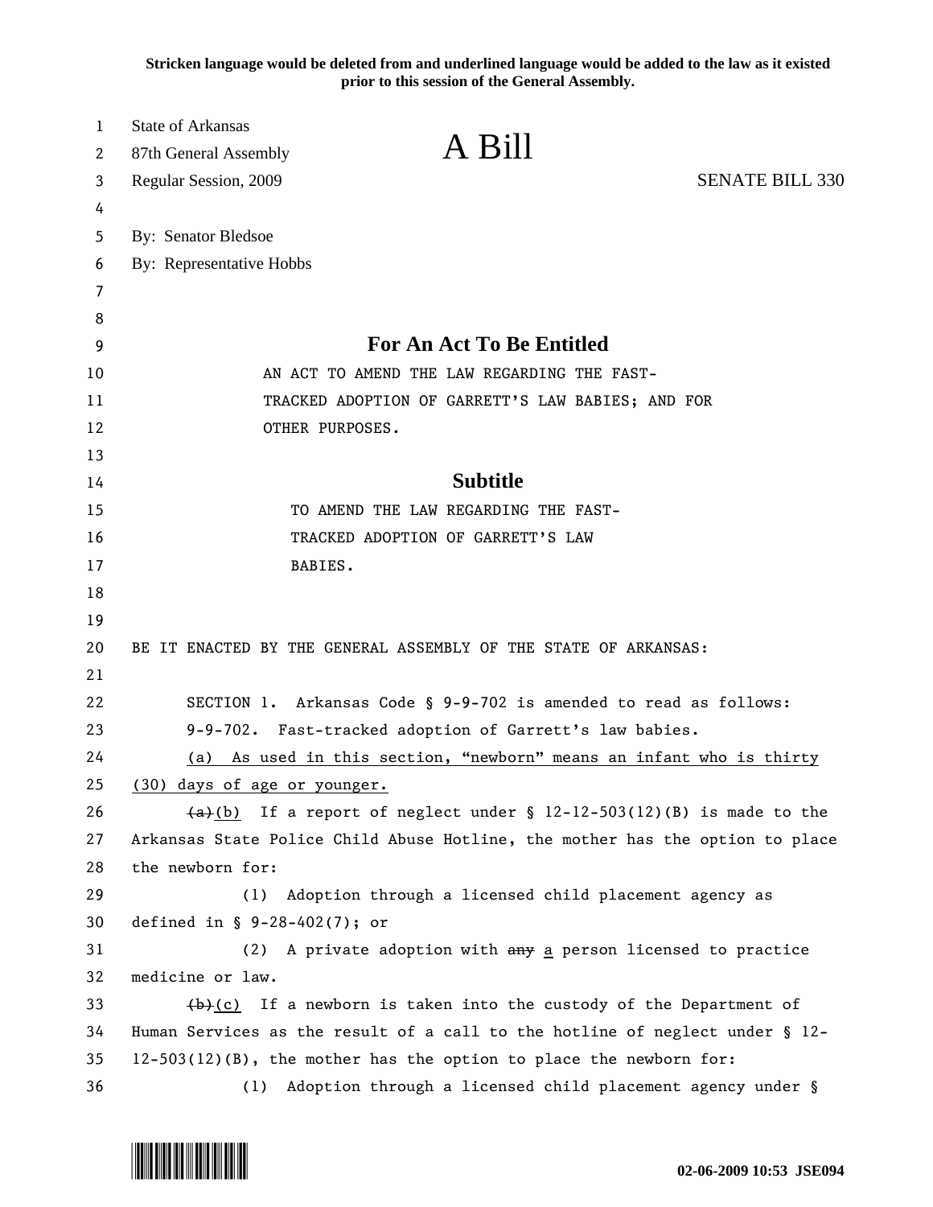**Stricken language would be deleted from and underlined language would be added to the law as it existed prior to this session of the General Assembly.**

State of Arkansas
87th General Assembly
Regular Session, 2009

# A Bill

SENATE BILL 330

By: Senator Bledsoe
By: Representative Hobbs

## For An Act To Be Entitled

AN ACT TO AMEND THE LAW REGARDING THE FAST-TRACKED ADOPTION OF GARRETT'S LAW BABIES; AND FOR OTHER PURPOSES.

## Subtitle

TO AMEND THE LAW REGARDING THE FAST-TRACKED ADOPTION OF GARRETT'S LAW BABIES.

BE IT ENACTED BY THE GENERAL ASSEMBLY OF THE STATE OF ARKANSAS:

SECTION 1. Arkansas Code § 9-9-702 is amended to read as follows:

9-9-702. Fast-tracked adoption of Garrett's law babies.

<u>(a) As used in this section, "newborn" means an infant who is thirty (30) days of age or younger.</u>

~~(a)~~<u>(b)</u> If a report of neglect under § 12-12-503(12)(B) is made to the Arkansas State Police Child Abuse Hotline, the mother has the option to place the newborn for:

(1) Adoption through a licensed child placement agency as defined in § 9-28-402(7); or

(2) A private adoption with ~~any~~ <u>a</u> person licensed to practice medicine or law.

~~(b)~~<u>(c)</u> If a newborn is taken into the custody of the Department of Human Services as the result of a call to the hotline of neglect under § 12-12-503(12)(B), the mother has the option to place the newborn for:

(1) Adoption through a licensed child placement agency under §

02-06-2009 10:53 JSE094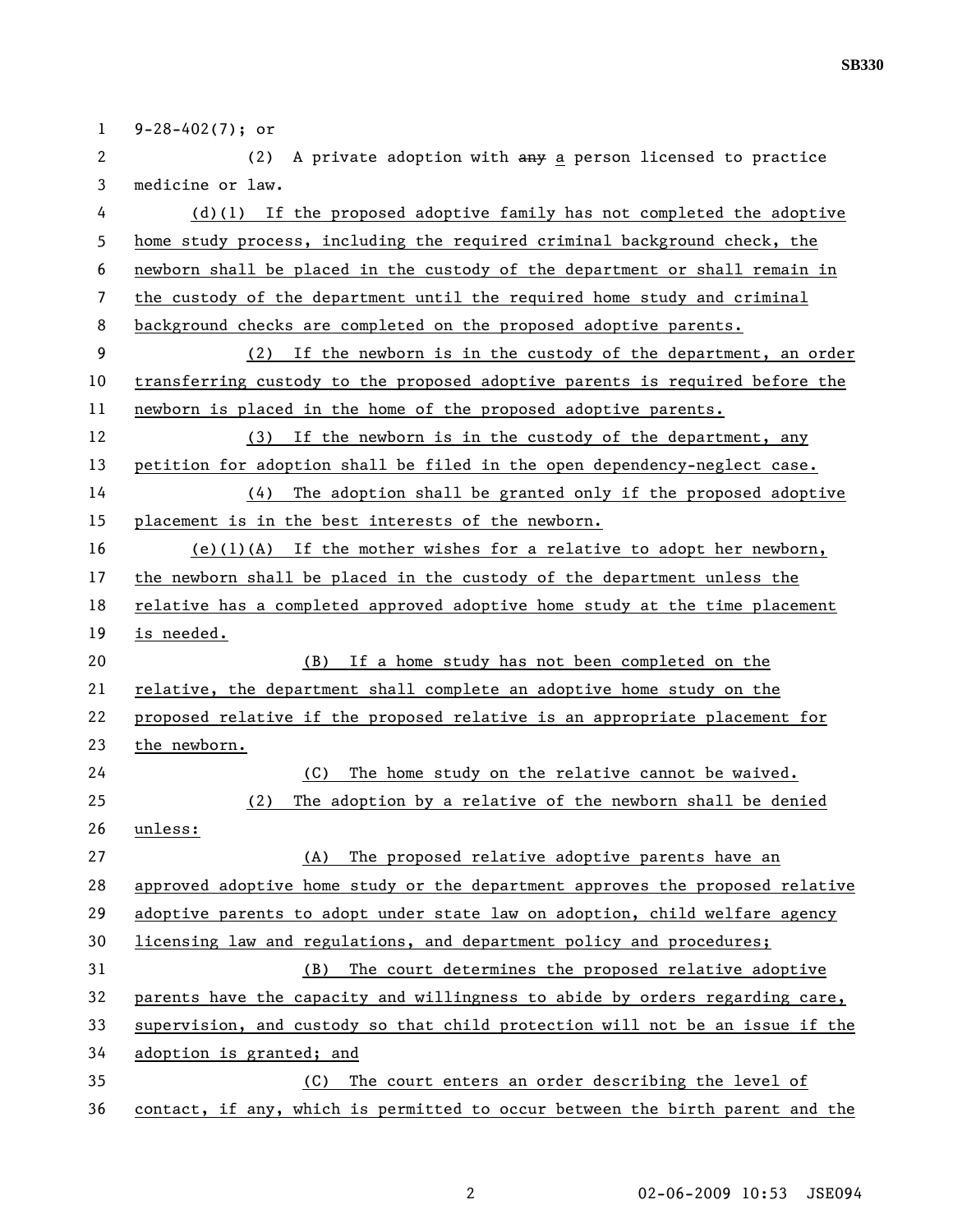9-28-402(7); or

(2) A private adoption with ~~any~~ a person licensed to practice medicine or law.

(d)(1) If the proposed adoptive family has not completed the adoptive home study process, including the required criminal background check, the newborn shall be placed in the custody of the department or shall remain in the custody of the department until the required home study and criminal background checks are completed on the proposed adoptive parents.

(2) If the newborn is in the custody of the department, an order transferring custody to the proposed adoptive parents is required before the newborn is placed in the home of the proposed adoptive parents.

(3) If the newborn is in the custody of the department, any petition for adoption shall be filed in the open dependency-neglect case.

(4) The adoption shall be granted only if the proposed adoptive placement is in the best interests of the newborn.

(e)(1)(A) If the mother wishes for a relative to adopt her newborn, the newborn shall be placed in the custody of the department unless the relative has a completed approved adoptive home study at the time placement is needed.

(B) If a home study has not been completed on the relative, the department shall complete an adoptive home study on the proposed relative if the proposed relative is an appropriate placement for the newborn.

(C) The home study on the relative cannot be waived.

(2) The adoption by a relative of the newborn shall be denied unless:

(A) The proposed relative adoptive parents have an approved adoptive home study or the department approves the proposed relative adoptive parents to adopt under state law on adoption, child welfare agency licensing law and regulations, and department policy and procedures;

(B) The court determines the proposed relative adoptive parents have the capacity and willingness to abide by orders regarding care, supervision, and custody so that child protection will not be an issue if the adoption is granted; and

(C) The court enters an order describing the level of contact, if any, which is permitted to occur between the birth parent and the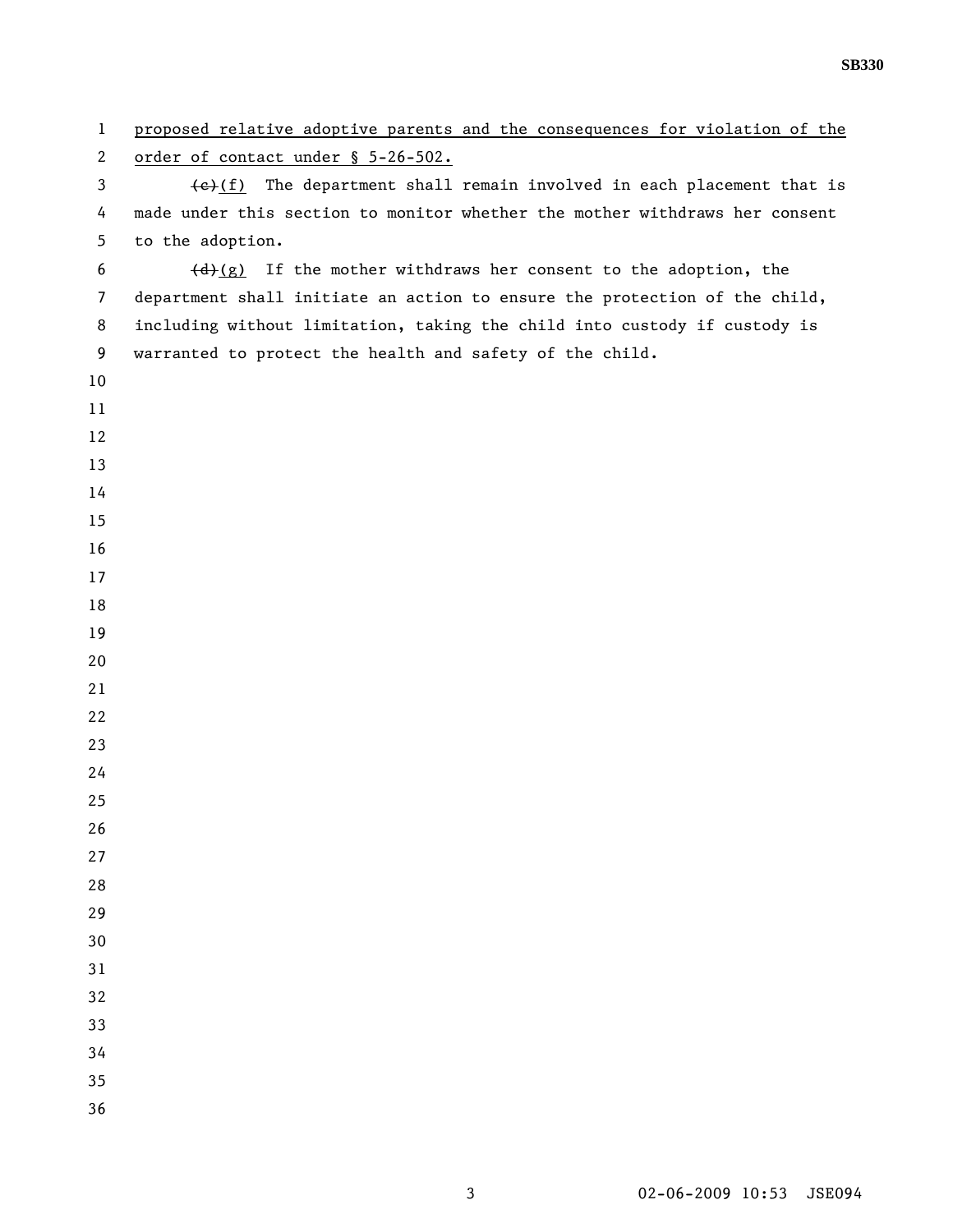proposed relative adoptive parents and the consequences for violation of the order of contact under § 5-26-502.

~~(c)~~(f) The department shall remain involved in each placement that is made under this section to monitor whether the mother withdraws her consent to the adoption.

~~(d)~~(g) If the mother withdraws her consent to the adoption, the department shall initiate an action to ensure the protection of the child, including without limitation, taking the child into custody if custody is warranted to protect the health and safety of the child.